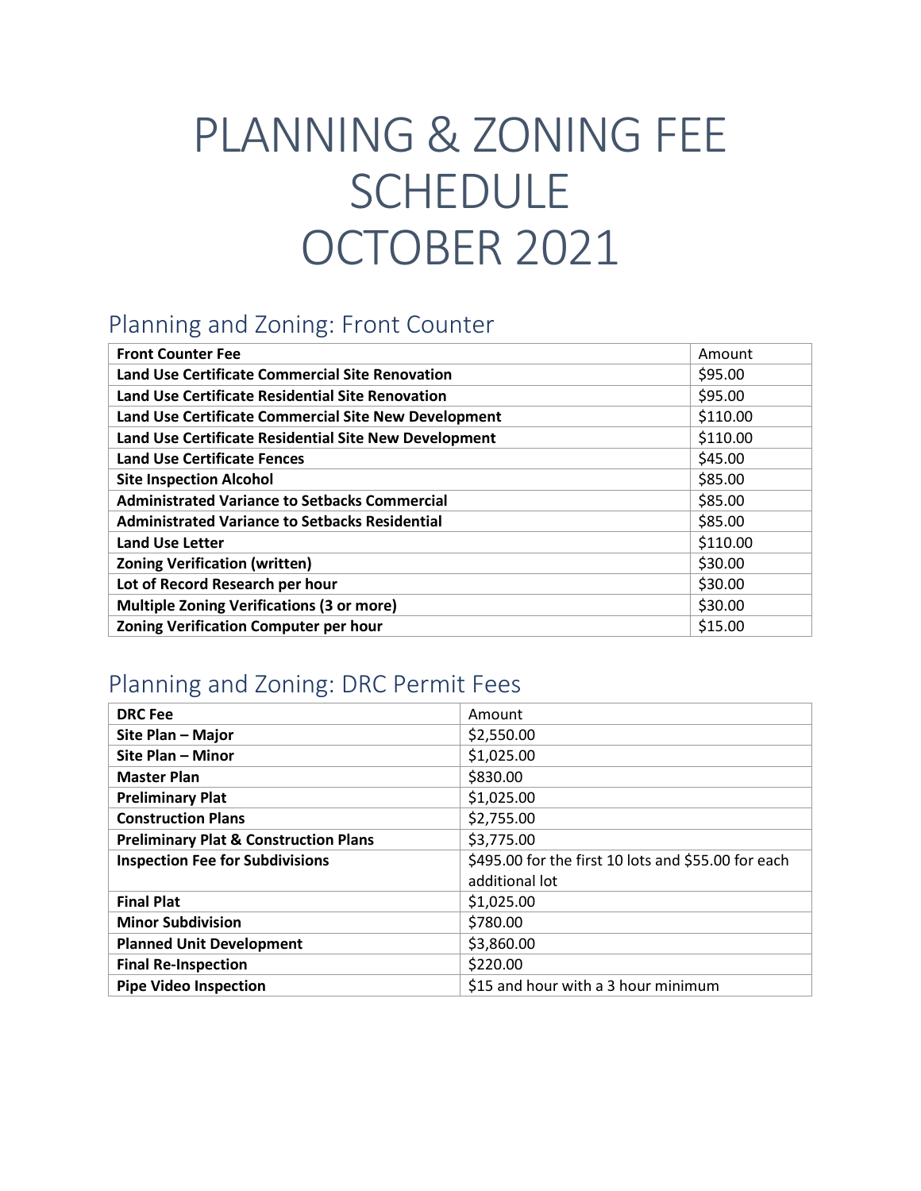# PLANNING & ZONING FEE SCHEDULE OCTOBER 2021

## Planning and Zoning: Front Counter

| **Front Counter Fee** | Amount |
|---|---|
| **Land Use Certificate Commercial Site Renovation** | $95.00 |
| **Land Use Certificate Residential Site Renovation** | $95.00 |
| **Land Use Certificate Commercial Site New Development** | $110.00 |
| **Land Use Certificate Residential Site New Development** | $110.00 |
| **Land Use Certificate Fences** | $45.00 |
| **Site Inspection Alcohol** | $85.00 |
| **Administrated Variance to Setbacks Commercial** | $85.00 |
| **Administrated Variance to Setbacks Residential** | $85.00 |
| **Land Use Letter** | $110.00 |
| **Zoning Verification (written)** | $30.00 |
| **Lot of Record Research per hour** | $30.00 |
| **Multiple Zoning Verifications (3 or more)** | $30.00 |
| **Zoning Verification Computer per hour** | $15.00 |

## Planning and Zoning: DRC Permit Fees

| **DRC Fee** | Amount |
|---|---|
| **Site Plan – Major** | $2,550.00 |
| **Site Plan – Minor** | $1,025.00 |
| **Master Plan** | $830.00 |
| **Preliminary Plat** | $1,025.00 |
| **Construction Plans** | $2,755.00 |
| **Preliminary Plat & Construction Plans** | $3,775.00 |
| **Inspection Fee for Subdivisions** | $495.00 for the first 10 lots and $55.00 for each additional lot |
| **Final Plat** | $1,025.00 |
| **Minor Subdivision** | $780.00 |
| **Planned Unit Development** | $3,860.00 |
| **Final Re-Inspection** | $220.00 |
| **Pipe Video Inspection** | $15 and hour with a 3 hour minimum |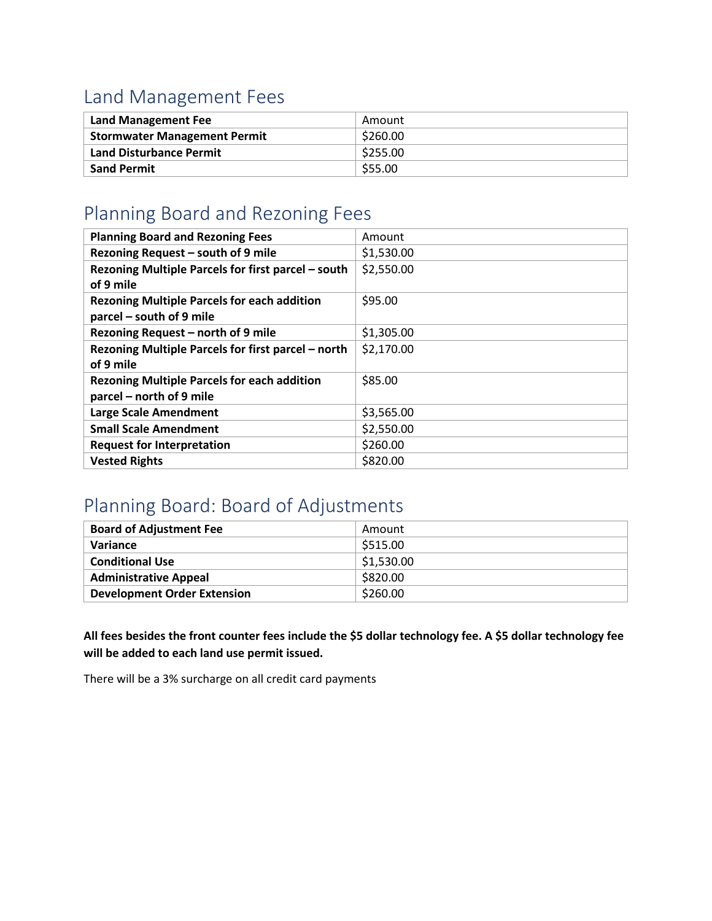## Land Management Fees

| **Land Management Fee** | Amount |
|---|---|
| **Stormwater Management Permit** | $260.00 |
| **Land Disturbance Permit** | $255.00 |
| **Sand Permit** | $55.00 |

## Planning Board and Rezoning Fees

| **Planning Board and Rezoning Fees** | Amount |
|---|---|
| **Rezoning Request – south of 9 mile** | $1,530.00 |
| **Rezoning Multiple Parcels for first parcel – south of 9 mile** | $2,550.00 |
| **Rezoning Multiple Parcels for each addition parcel – south of 9 mile** | $95.00 |
| **Rezoning Request – north of 9 mile** | $1,305.00 |
| **Rezoning Multiple Parcels for first parcel – north of 9 mile** | $2,170.00 |
| **Rezoning Multiple Parcels for each addition parcel – north of 9 mile** | $85.00 |
| **Large Scale Amendment** | $3,565.00 |
| **Small Scale Amendment** | $2,550.00 |
| **Request for Interpretation** | $260.00 |
| **Vested Rights** | $820.00 |

## Planning Board: Board of Adjustments

| **Board of Adjustment Fee** | Amount |
|---|---|
| **Variance** | $515.00 |
| **Conditional Use** | $1,530.00 |
| **Administrative Appeal** | $820.00 |
| **Development Order Extension** | $260.00 |

**All fees besides the front counter fees include the $5 dollar technology fee. A $5 dollar technology fee will be added to each land use permit issued.**

There will be a 3% surcharge on all credit card payments